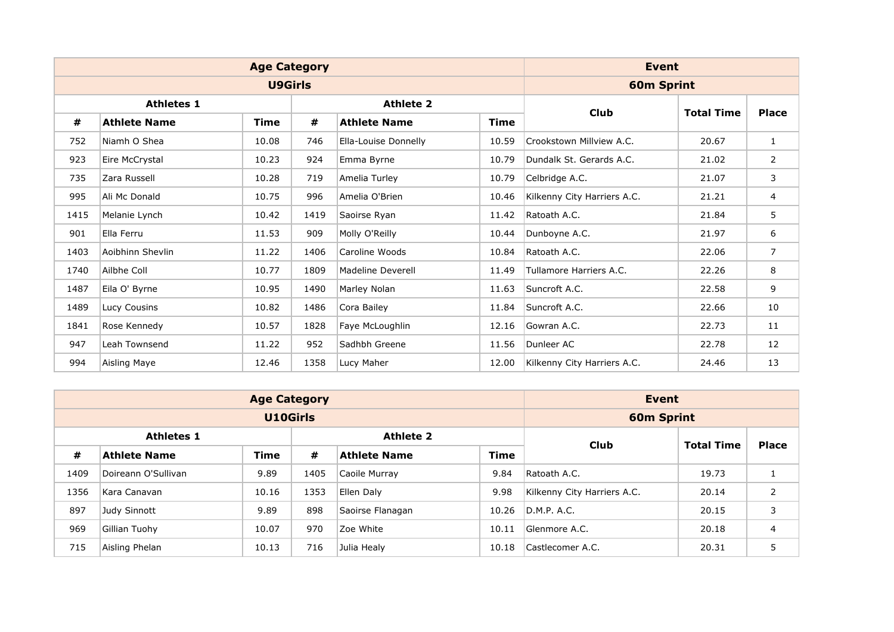| Age Category | | | | | | Event | | |
|---|---|---|---|---|---|---|---|---|
| U9Girls | | | | | | 60m Sprint | | |
| Athletes 1 | | | Athlete 2 | | | Club | Total Time | Place |
| # | Athlete Name | Time | # | Athlete Name | Time | | | |
| 752 | Niamh O Shea | 10.08 | 746 | Ella-Louise Donnelly | 10.59 | Crookstown Millview A.C. | 20.67 | 1 |
| 923 | Eire McCrystal | 10.23 | 924 | Emma Byrne | 10.79 | Dundalk St. Gerards A.C. | 21.02 | 2 |
| 735 | Zara Russell | 10.28 | 719 | Amelia Turley | 10.79 | Celbridge A.C. | 21.07 | 3 |
| 995 | Ali Mc Donald | 10.75 | 996 | Amelia O'Brien | 10.46 | Kilkenny City Harriers A.C. | 21.21 | 4 |
| 1415 | Melanie Lynch | 10.42 | 1419 | Saoirse Ryan | 11.42 | Ratoath A.C. | 21.84 | 5 |
| 901 | Ella Ferru | 11.53 | 909 | Molly O'Reilly | 10.44 | Dunboyne A.C. | 21.97 | 6 |
| 1403 | Aoibhinn Shevlin | 11.22 | 1406 | Caroline Woods | 10.84 | Ratoath A.C. | 22.06 | 7 |
| 1740 | Ailbhe Coll | 10.77 | 1809 | Madeline Deverell | 11.49 | Tullamore Harriers A.C. | 22.26 | 8 |
| 1487 | Eila O' Byrne | 10.95 | 1490 | Marley Nolan | 11.63 | Suncroft A.C. | 22.58 | 9 |
| 1489 | Lucy Cousins | 10.82 | 1486 | Cora Bailey | 11.84 | Suncroft A.C. | 22.66 | 10 |
| 1841 | Rose Kennedy | 10.57 | 1828 | Faye McLoughlin | 12.16 | Gowran A.C. | 22.73 | 11 |
| 947 | Leah Townsend | 11.22 | 952 | Sadhbh Greene | 11.56 | Dunleer AC | 22.78 | 12 |
| 994 | Aisling Maye | 12.46 | 1358 | Lucy Maher | 12.00 | Kilkenny City Harriers A.C. | 24.46 | 13 |

| Age Category | | | | | | Event | | |
|---|---|---|---|---|---|---|---|---|
| U10Girls | | | | | | 60m Sprint | | |
| Athletes 1 | | | Athlete 2 | | | Club | Total Time | Place |
| # | Athlete Name | Time | # | Athlete Name | Time | | | |
| 1409 | Doireann O'Sullivan | 9.89 | 1405 | Caoile Murray | 9.84 | Ratoath A.C. | 19.73 | 1 |
| 1356 | Kara Canavan | 10.16 | 1353 | Ellen Daly | 9.98 | Kilkenny City Harriers A.C. | 20.14 | 2 |
| 897 | Judy Sinnott | 9.89 | 898 | Saoirse Flanagan | 10.26 | D.M.P. A.C. | 20.15 | 3 |
| 969 | Gillian Tuohy | 10.07 | 970 | Zoe White | 10.11 | Glenmore A.C. | 20.18 | 4 |
| 715 | Aisling Phelan | 10.13 | 716 | Julia Healy | 10.18 | Castlecomer A.C. | 20.31 | 5 |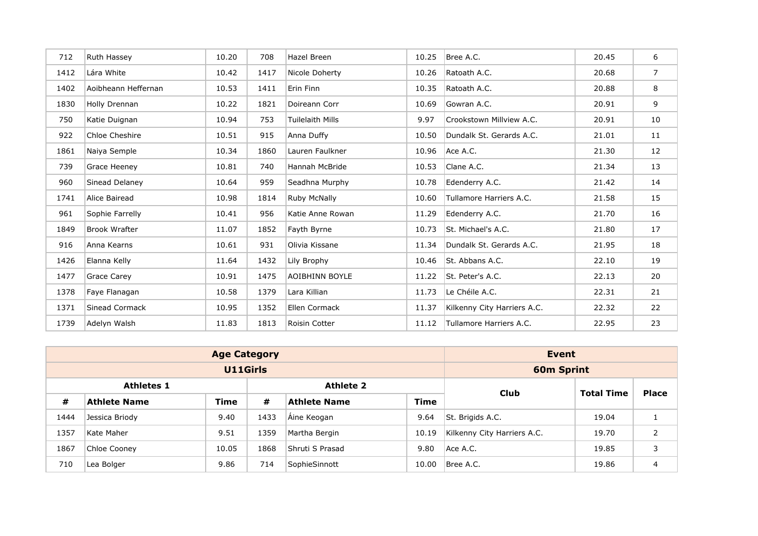| | | | | | | | | |
|---|---|---|---|---|---|---|---|---|
| 712 | Ruth Hassey | 10.20 | 708 | Hazel Breen | 10.25 | Bree A.C. | 20.45 | 6 |
| 1412 | Lára White | 10.42 | 1417 | Nicole Doherty | 10.26 | Ratoath A.C. | 20.68 | 7 |
| 1402 | Aoibheann Heffernan | 10.53 | 1411 | Erin Finn | 10.35 | Ratoath A.C. | 20.88 | 8 |
| 1830 | Holly Drennan | 10.22 | 1821 | Doireann Corr | 10.69 | Gowran A.C. | 20.91 | 9 |
| 750 | Katie Duignan | 10.94 | 753 | Tuilelaith Mills | 9.97 | Crookstown Millview A.C. | 20.91 | 10 |
| 922 | Chloe Cheshire | 10.51 | 915 | Anna Duffy | 10.50 | Dundalk St. Gerards A.C. | 21.01 | 11 |
| 1861 | Naiya Semple | 10.34 | 1860 | Lauren Faulkner | 10.96 | Ace A.C. | 21.30 | 12 |
| 739 | Grace Heeney | 10.81 | 740 | Hannah McBride | 10.53 | Clane A.C. | 21.34 | 13 |
| 960 | Sinead Delaney | 10.64 | 959 | Seadhna Murphy | 10.78 | Edenderry A.C. | 21.42 | 14 |
| 1741 | Alice Bairead | 10.98 | 1814 | Ruby McNally | 10.60 | Tullamore Harriers A.C. | 21.58 | 15 |
| 961 | Sophie Farrelly | 10.41 | 956 | Katie Anne Rowan | 11.29 | Edenderry A.C. | 21.70 | 16 |
| 1849 | Brook Wrafter | 11.07 | 1852 | Fayth Byrne | 10.73 | St. Michael's A.C. | 21.80 | 17 |
| 916 | Anna Kearns | 10.61 | 931 | Olivia Kissane | 11.34 | Dundalk St. Gerards A.C. | 21.95 | 18 |
| 1426 | Elanna Kelly | 11.64 | 1432 | Lily Brophy | 10.46 | St. Abbans A.C. | 22.10 | 19 |
| 1477 | Grace Carey | 10.91 | 1475 | AOIBHINN BOYLE | 11.22 | St. Peter's A.C. | 22.13 | 20 |
| 1378 | Faye Flanagan | 10.58 | 1379 | Lara Killian | 11.73 | Le Chéile A.C. | 22.31 | 21 |
| 1371 | Sinead Cormack | 10.95 | 1352 | Ellen Cormack | 11.37 | Kilkenny City Harriers A.C. | 22.32 | 22 |
| 1739 | Adelyn Walsh | 11.83 | 1813 | Roisin Cotter | 11.12 | Tullamore Harriers A.C. | 22.95 | 23 |

| **Age Category** | | | | | | **Event** | | |
|---|---|---|---|---|---|---|---|---|
| **U11Girls** | | | | | | **60m Sprint** | | |
| **Athletes 1** | | | **Athlete 2** | | | **Club** | **Total Time** | **Place** |
| **#** | **Athlete Name** | **Time** | **#** | **Athlete Name** | **Time** | | | |
| 1444 | Jessica Briody | 9.40 | 1433 | Áine Keogan | 9.64 | St. Brigids A.C. | 19.04 | 1 |
| 1357 | Kate Maher | 9.51 | 1359 | Martha Bergin | 10.19 | Kilkenny City Harriers A.C. | 19.70 | 2 |
| 1867 | Chloe Cooney | 10.05 | 1868 | Shruti S Prasad | 9.80 | Ace A.C. | 19.85 | 3 |
| 710 | Lea Bolger | 9.86 | 714 | SophieSinnott | 10.00 | Bree A.C. | 19.86 | 4 |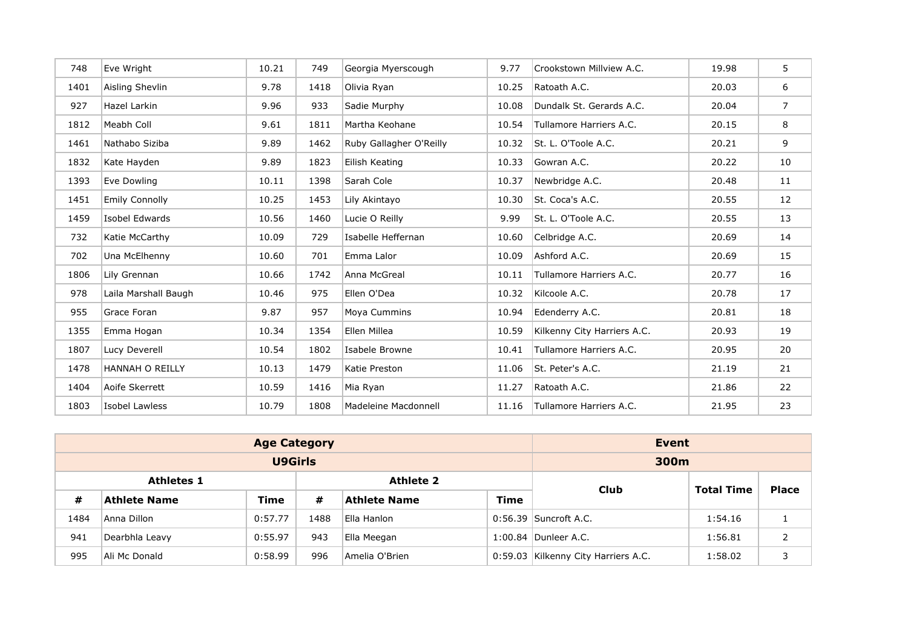| | | | | | | | | |
|---|---|---|---|---|---|---|---|---|
| 748 | Eve Wright | 10.21 | 749 | Georgia Myerscough | 9.77 | Crookstown Millview A.C. | 19.98 | 5 |
| 1401 | Aisling Shevlin | 9.78 | 1418 | Olivia Ryan | 10.25 | Ratoath A.C. | 20.03 | 6 |
| 927 | Hazel Larkin | 9.96 | 933 | Sadie Murphy | 10.08 | Dundalk St. Gerards A.C. | 20.04 | 7 |
| 1812 | Meabh Coll | 9.61 | 1811 | Martha Keohane | 10.54 | Tullamore Harriers A.C. | 20.15 | 8 |
| 1461 | Nathabo Siziba | 9.89 | 1462 | Ruby Gallagher O'Reilly | 10.32 | St. L. O'Toole A.C. | 20.21 | 9 |
| 1832 | Kate Hayden | 9.89 | 1823 | Eilish Keating | 10.33 | Gowran A.C. | 20.22 | 10 |
| 1393 | Eve Dowling | 10.11 | 1398 | Sarah Cole | 10.37 | Newbridge A.C. | 20.48 | 11 |
| 1451 | Emily Connolly | 10.25 | 1453 | Lily Akintayo | 10.30 | St. Coca's A.C. | 20.55 | 12 |
| 1459 | Isobel Edwards | 10.56 | 1460 | Lucie O Reilly | 9.99 | St. L. O'Toole A.C. | 20.55 | 13 |
| 732 | Katie McCarthy | 10.09 | 729 | Isabelle Heffernan | 10.60 | Celbridge A.C. | 20.69 | 14 |
| 702 | Una McElhenny | 10.60 | 701 | Emma Lalor | 10.09 | Ashford A.C. | 20.69 | 15 |
| 1806 | Lily Grennan | 10.66 | 1742 | Anna McGreal | 10.11 | Tullamore Harriers A.C. | 20.77 | 16 |
| 978 | Laila Marshall Baugh | 10.46 | 975 | Ellen O'Dea | 10.32 | Kilcoole A.C. | 20.78 | 17 |
| 955 | Grace Foran | 9.87 | 957 | Moya Cummins | 10.94 | Edenderry A.C. | 20.81 | 18 |
| 1355 | Emma Hogan | 10.34 | 1354 | Ellen Millea | 10.59 | Kilkenny City Harriers A.C. | 20.93 | 19 |
| 1807 | Lucy Deverell | 10.54 | 1802 | Isabele Browne | 10.41 | Tullamore Harriers A.C. | 20.95 | 20 |
| 1478 | HANNAH O REILLY | 10.13 | 1479 | Katie Preston | 11.06 | St. Peter's A.C. | 21.19 | 21 |
| 1404 | Aoife Skerrett | 10.59 | 1416 | Mia Ryan | 11.27 | Ratoath A.C. | 21.86 | 22 |
| 1803 | Isobel Lawless | 10.79 | 1808 | Madeleine Macdonnell | 11.16 | Tullamore Harriers A.C. | 21.95 | 23 |

| **Age Category** | | | | | | **Event** | | |
|---|---|---|---|---|---|---|---|---|
| **U9Girls** | | | | | | **300m** | | |
| **Athletes 1** | | | **Athlete 2** | | | **Club** | **Total Time** | **Place** |
| **#** | **Athlete Name** | **Time** | **#** | **Athlete Name** | **Time** | | | |
| 1484 | Anna Dillon | 0:57.77 | 1488 | Ella Hanlon | 0:56.39 | Suncroft A.C. | 1:54.16 | 1 |
| 941 | Dearbhla Leavy | 0:55.97 | 943 | Ella Meegan | 1:00.84 | Dunleer A.C. | 1:56.81 | 2 |
| 995 | Ali Mc Donald | 0:58.99 | 996 | Amelia O'Brien | 0:59.03 | Kilkenny City Harriers A.C. | 1:58.02 | 3 |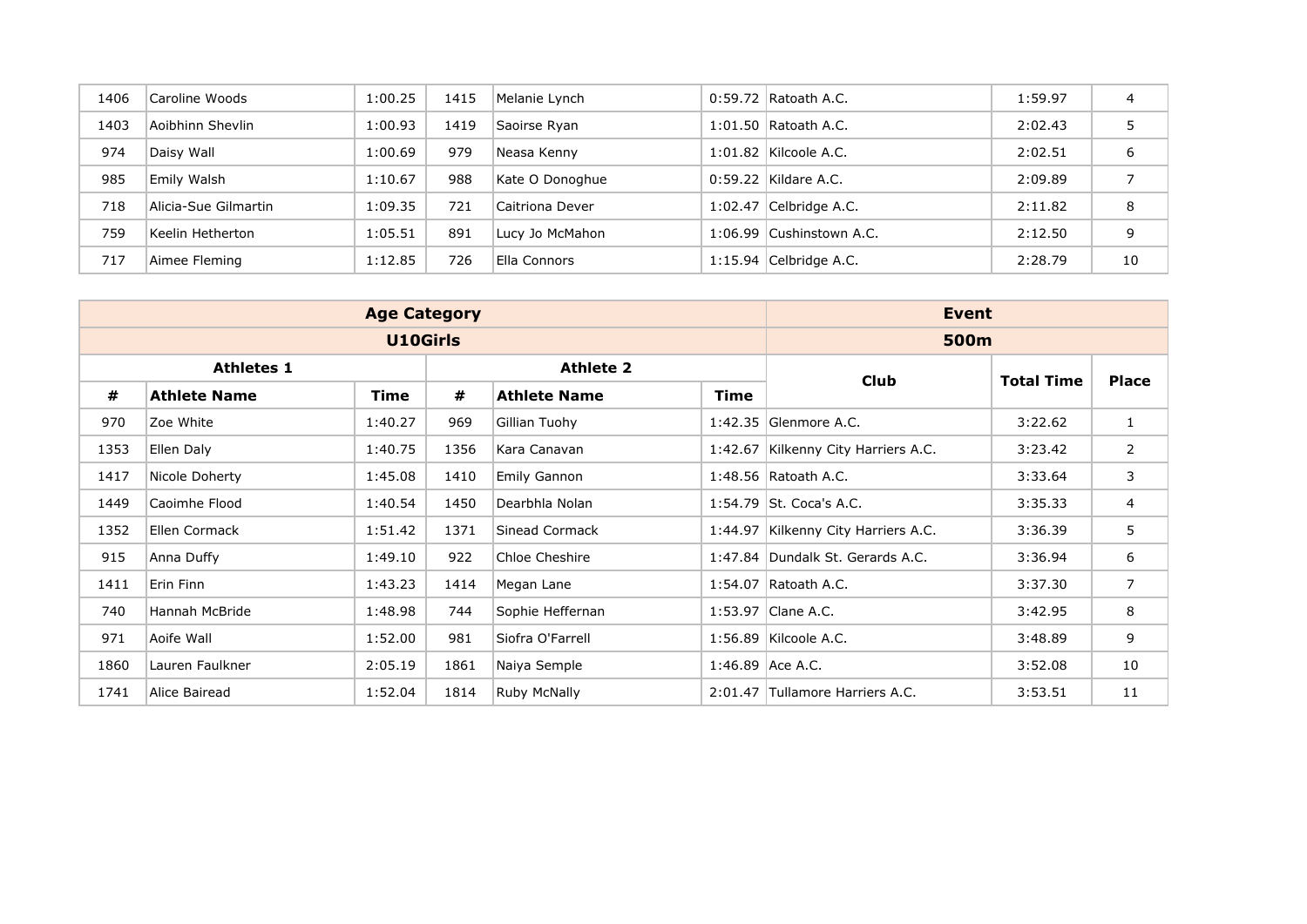| # | Athlete Name | Time | # | Athlete Name | Time | Club | Total Time | Place |
|---|---|---|---|---|---|---|---|---|
| 1406 | Caroline Woods | 1:00.25 | 1415 | Melanie Lynch | 0:59.72 | Ratoath A.C. | 1:59.97 | 4 |
| 1403 | Aoibhinn Shevlin | 1:00.93 | 1419 | Saoirse Ryan | 1:01.50 | Ratoath A.C. | 2:02.43 | 5 |
| 974 | Daisy Wall | 1:00.69 | 979 | Neasa Kenny | 1:01.82 | Kilcoole A.C. | 2:02.51 | 6 |
| 985 | Emily Walsh | 1:10.67 | 988 | Kate O Donoghue | 0:59.22 | Kildare A.C. | 2:09.89 | 7 |
| 718 | Alicia-Sue Gilmartin | 1:09.35 | 721 | Caitriona Dever | 1:02.47 | Celbridge A.C. | 2:11.82 | 8 |
| 759 | Keelin Hetherton | 1:05.51 | 891 | Lucy Jo McMahon | 1:06.99 | Cushinstown A.C. | 2:12.50 | 9 |
| 717 | Aimee Fleming | 1:12.85 | 726 | Ella Connors | 1:15.94 | Celbridge A.C. | 2:28.79 | 10 |

| **Age Category** | | | | | | **Event** | | |
|---|---|---|---|---|---|---|---|---|
| **U10Girls** | | | | | | **500m** | | |
| **Athletes 1** | | | **Athlete 2** | | | **Club** | **Total Time** | **Place** |
| **#** | **Athlete Name** | **Time** | **#** | **Athlete Name** | **Time** | | | |
| 970 | Zoe White | 1:40.27 | 969 | Gillian Tuohy | 1:42.35 | Glenmore A.C. | 3:22.62 | 1 |
| 1353 | Ellen Daly | 1:40.75 | 1356 | Kara Canavan | 1:42.67 | Kilkenny City Harriers A.C. | 3:23.42 | 2 |
| 1417 | Nicole Doherty | 1:45.08 | 1410 | Emily Gannon | 1:48.56 | Ratoath A.C. | 3:33.64 | 3 |
| 1449 | Caoimhe Flood | 1:40.54 | 1450 | Dearbhla Nolan | 1:54.79 | St. Coca's A.C. | 3:35.33 | 4 |
| 1352 | Ellen Cormack | 1:51.42 | 1371 | Sinead Cormack | 1:44.97 | Kilkenny City Harriers A.C. | 3:36.39 | 5 |
| 915 | Anna Duffy | 1:49.10 | 922 | Chloe Cheshire | 1:47.84 | Dundalk St. Gerards A.C. | 3:36.94 | 6 |
| 1411 | Erin Finn | 1:43.23 | 1414 | Megan Lane | 1:54.07 | Ratoath A.C. | 3:37.30 | 7 |
| 740 | Hannah McBride | 1:48.98 | 744 | Sophie Heffernan | 1:53.97 | Clane A.C. | 3:42.95 | 8 |
| 971 | Aoife Wall | 1:52.00 | 981 | Siofra O'Farrell | 1:56.89 | Kilcoole A.C. | 3:48.89 | 9 |
| 1860 | Lauren Faulkner | 2:05.19 | 1861 | Naiya Semple | 1:46.89 | Ace A.C. | 3:52.08 | 10 |
| 1741 | Alice Bairead | 1:52.04 | 1814 | Ruby McNally | 2:01.47 | Tullamore Harriers A.C. | 3:53.51 | 11 |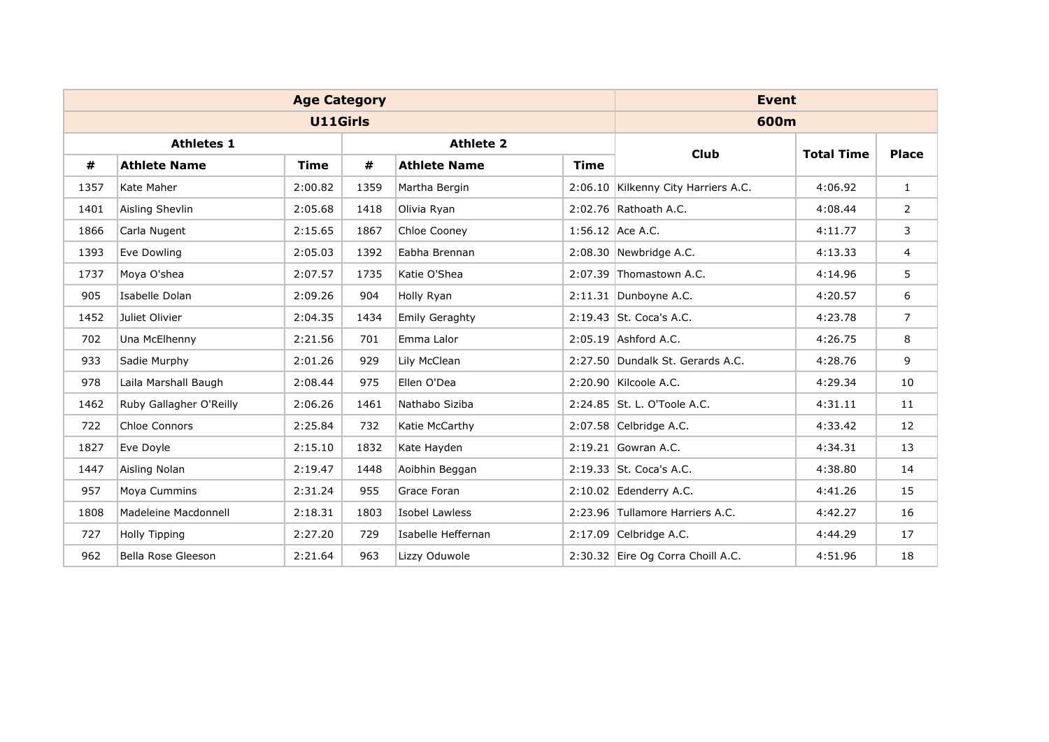| Age Category | | | | | | Event | | |
|---|---|---|---|---|---|---|---|---|
| U11Girls | | | | | | 600m | | |
| Athletes 1 | | | Athlete 2 | | | Club | Total Time | Place |
| # | Athlete Name | Time | # | Athlete Name | Time | | | |
| 1357 | Kate Maher | 2:00.82 | 1359 | Martha Bergin | 2:06.10 | Kilkenny City Harriers A.C. | 4:06.92 | 1 |
| 1401 | Aisling Shevlin | 2:05.68 | 1418 | Olivia Ryan | 2:02.76 | Rathoath A.C. | 4:08.44 | 2 |
| 1866 | Carla Nugent | 2:15.65 | 1867 | Chloe Cooney | 1:56.12 | Ace A.C. | 4:11.77 | 3 |
| 1393 | Eve Dowling | 2:05.03 | 1392 | Eabha Brennan | 2:08.30 | Newbridge A.C. | 4:13.33 | 4 |
| 1737 | Moya O'shea | 2:07.57 | 1735 | Katie O'Shea | 2:07.39 | Thomastown A.C. | 4:14.96 | 5 |
| 905 | Isabelle Dolan | 2:09.26 | 904 | Holly Ryan | 2:11.31 | Dunboyne A.C. | 4:20.57 | 6 |
| 1452 | Juliet Olivier | 2:04.35 | 1434 | Emily Geraghty | 2:19.43 | St. Coca's A.C. | 4:23.78 | 7 |
| 702 | Una McElhenny | 2:21.56 | 701 | Emma Lalor | 2:05.19 | Ashford A.C. | 4:26.75 | 8 |
| 933 | Sadie Murphy | 2:01.26 | 929 | Lily McClean | 2:27.50 | Dundalk St. Gerards A.C. | 4:28.76 | 9 |
| 978 | Laila Marshall Baugh | 2:08.44 | 975 | Ellen O'Dea | 2:20.90 | Kilcoole A.C. | 4:29.34 | 10 |
| 1462 | Ruby Gallagher O'Reilly | 2:06.26 | 1461 | Nathabo Siziba | 2:24.85 | St. L. O'Toole A.C. | 4:31.11 | 11 |
| 722 | Chloe Connors | 2:25.84 | 732 | Katie McCarthy | 2:07.58 | Celbridge A.C. | 4:33.42 | 12 |
| 1827 | Eve Doyle | 2:15.10 | 1832 | Kate Hayden | 2:19.21 | Gowran A.C. | 4:34.31 | 13 |
| 1447 | Aisling Nolan | 2:19.47 | 1448 | Aoibhin Beggan | 2:19.33 | St. Coca's A.C. | 4:38.80 | 14 |
| 957 | Moya Cummins | 2:31.24 | 955 | Grace Foran | 2:10.02 | Edenderry A.C. | 4:41.26 | 15 |
| 1808 | Madeleine Macdonnell | 2:18.31 | 1803 | Isobel Lawless | 2:23.96 | Tullamore Harriers A.C. | 4:42.27 | 16 |
| 727 | Holly Tipping | 2:27.20 | 729 | Isabelle Heffernan | 2:17.09 | Celbridge A.C. | 4:44.29 | 17 |
| 962 | Bella Rose Gleeson | 2:21.64 | 963 | Lizzy Oduwole | 2:30.32 | Eire Og Corra Choill A.C. | 4:51.96 | 18 |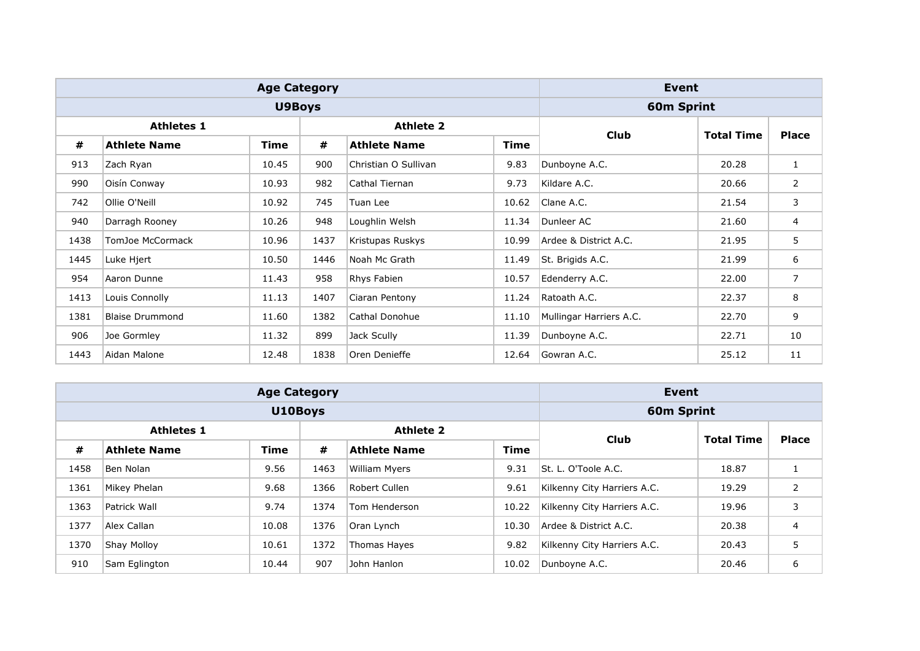| Age Category | | | | | | Event | | |
|---|---|---|---|---|---|---|---|---|
| U9Boys | | | | | | 60m Sprint | | |
| Athletes 1 | | | Athlete 2 | | | Club | Total Time | Place |
| # | Athlete Name | Time | # | Athlete Name | Time | | | |
| 913 | Zach Ryan | 10.45 | 900 | Christian O Sullivan | 9.83 | Dunboyne A.C. | 20.28 | 1 |
| 990 | Oisín Conway | 10.93 | 982 | Cathal Tiernan | 9.73 | Kildare A.C. | 20.66 | 2 |
| 742 | Ollie O'Neill | 10.92 | 745 | Tuan Lee | 10.62 | Clane A.C. | 21.54 | 3 |
| 940 | Darragh Rooney | 10.26 | 948 | Loughlin Welsh | 11.34 | Dunleer AC | 21.60 | 4 |
| 1438 | TomJoe McCormack | 10.96 | 1437 | Kristupas Ruskys | 10.99 | Ardee & District A.C. | 21.95 | 5 |
| 1445 | Luke Hjert | 10.50 | 1446 | Noah Mc Grath | 11.49 | St. Brigids A.C. | 21.99 | 6 |
| 954 | Aaron Dunne | 11.43 | 958 | Rhys Fabien | 10.57 | Edenderry A.C. | 22.00 | 7 |
| 1413 | Louis Connolly | 11.13 | 1407 | Ciaran Pentony | 11.24 | Ratoath A.C. | 22.37 | 8 |
| 1381 | Blaise Drummond | 11.60 | 1382 | Cathal Donohue | 11.10 | Mullingar Harriers A.C. | 22.70 | 9 |
| 906 | Joe Gormley | 11.32 | 899 | Jack Scully | 11.39 | Dunboyne A.C. | 22.71 | 10 |
| 1443 | Aidan Malone | 12.48 | 1838 | Oren Denieffe | 12.64 | Gowran A.C. | 25.12 | 11 |

| Age Category | | | | | | Event | | |
|---|---|---|---|---|---|---|---|---|
| U10Boys | | | | | | 60m Sprint | | |
| Athletes 1 | | | Athlete 2 | | | Club | Total Time | Place |
| # | Athlete Name | Time | # | Athlete Name | Time | | | |
| 1458 | Ben Nolan | 9.56 | 1463 | William Myers | 9.31 | St. L. O'Toole A.C. | 18.87 | 1 |
| 1361 | Mikey Phelan | 9.68 | 1366 | Robert Cullen | 9.61 | Kilkenny City Harriers A.C. | 19.29 | 2 |
| 1363 | Patrick Wall | 9.74 | 1374 | Tom Henderson | 10.22 | Kilkenny City Harriers A.C. | 19.96 | 3 |
| 1377 | Alex Callan | 10.08 | 1376 | Oran Lynch | 10.30 | Ardee & District A.C. | 20.38 | 4 |
| 1370 | Shay Molloy | 10.61 | 1372 | Thomas Hayes | 9.82 | Kilkenny City Harriers A.C. | 20.43 | 5 |
| 910 | Sam Eglington | 10.44 | 907 | John Hanlon | 10.02 | Dunboyne A.C. | 20.46 | 6 |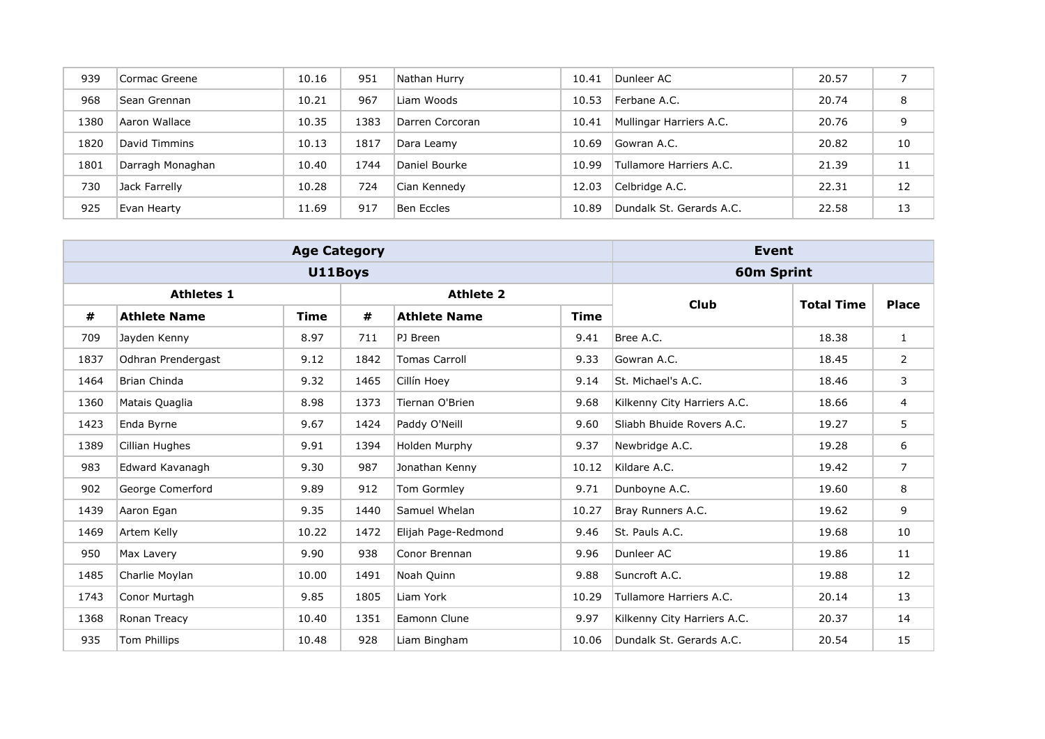| 939 | Cormac Greene | 10.16 | 951 | Nathan Hurry | 10.41 | Dunleer AC | 20.57 | 7 |
|---|---|---|---|---|---|---|---|---|
| 968 | Sean Grennan | 10.21 | 967 | Liam Woods | 10.53 | Ferbane A.C. | 20.74 | 8 |
| 1380 | Aaron Wallace | 10.35 | 1383 | Darren Corcoran | 10.41 | Mullingar Harriers A.C. | 20.76 | 9 |
| 1820 | David Timmins | 10.13 | 1817 | Dara Leamy | 10.69 | Gowran A.C. | 20.82 | 10 |
| 1801 | Darragh Monaghan | 10.40 | 1744 | Daniel Bourke | 10.99 | Tullamore Harriers A.C. | 21.39 | 11 |
| 730 | Jack Farrelly | 10.28 | 724 | Cian Kennedy | 12.03 | Celbridge A.C. | 22.31 | 12 |
| 925 | Evan Hearty | 11.69 | 917 | Ben Eccles | 10.89 | Dundalk St. Gerards A.C. | 22.58 | 13 |

| Age Category | | | | | | Event | | |
|---|---|---|---|---|---|---|---|---|
| U11Boys | | | | | | 60m Sprint | | |
| Athletes 1 | | | Athlete 2 | | | Club | Total Time | Place |
| # | Athlete Name | Time | # | Athlete Name | Time | | | |
| 709 | Jayden Kenny | 8.97 | 711 | PJ Breen | 9.41 | Bree A.C. | 18.38 | 1 |
| 1837 | Odhran Prendergast | 9.12 | 1842 | Tomas Carroll | 9.33 | Gowran A.C. | 18.45 | 2 |
| 1464 | Brian Chinda | 9.32 | 1465 | Cillín Hoey | 9.14 | St. Michael's A.C. | 18.46 | 3 |
| 1360 | Matais Quaglia | 8.98 | 1373 | Tiernan O'Brien | 9.68 | Kilkenny City Harriers A.C. | 18.66 | 4 |
| 1423 | Enda Byrne | 9.67 | 1424 | Paddy O'Neill | 9.60 | Sliabh Bhuide Rovers A.C. | 19.27 | 5 |
| 1389 | Cillian Hughes | 9.91 | 1394 | Holden Murphy | 9.37 | Newbridge A.C. | 19.28 | 6 |
| 983 | Edward Kavanagh | 9.30 | 987 | Jonathan Kenny | 10.12 | Kildare A.C. | 19.42 | 7 |
| 902 | George Comerford | 9.89 | 912 | Tom Gormley | 9.71 | Dunboyne A.C. | 19.60 | 8 |
| 1439 | Aaron Egan | 9.35 | 1440 | Samuel Whelan | 10.27 | Bray Runners A.C. | 19.62 | 9 |
| 1469 | Artem Kelly | 10.22 | 1472 | Elijah Page-Redmond | 9.46 | St. Pauls A.C. | 19.68 | 10 |
| 950 | Max Lavery | 9.90 | 938 | Conor Brennan | 9.96 | Dunleer AC | 19.86 | 11 |
| 1485 | Charlie Moylan | 10.00 | 1491 | Noah Quinn | 9.88 | Suncroft A.C. | 19.88 | 12 |
| 1743 | Conor Murtagh | 9.85 | 1805 | Liam York | 10.29 | Tullamore Harriers A.C. | 20.14 | 13 |
| 1368 | Ronan Treacy | 10.40 | 1351 | Eamonn Clune | 9.97 | Kilkenny City Harriers A.C. | 20.37 | 14 |
| 935 | Tom Phillips | 10.48 | 928 | Liam Bingham | 10.06 | Dundalk St. Gerards A.C. | 20.54 | 15 |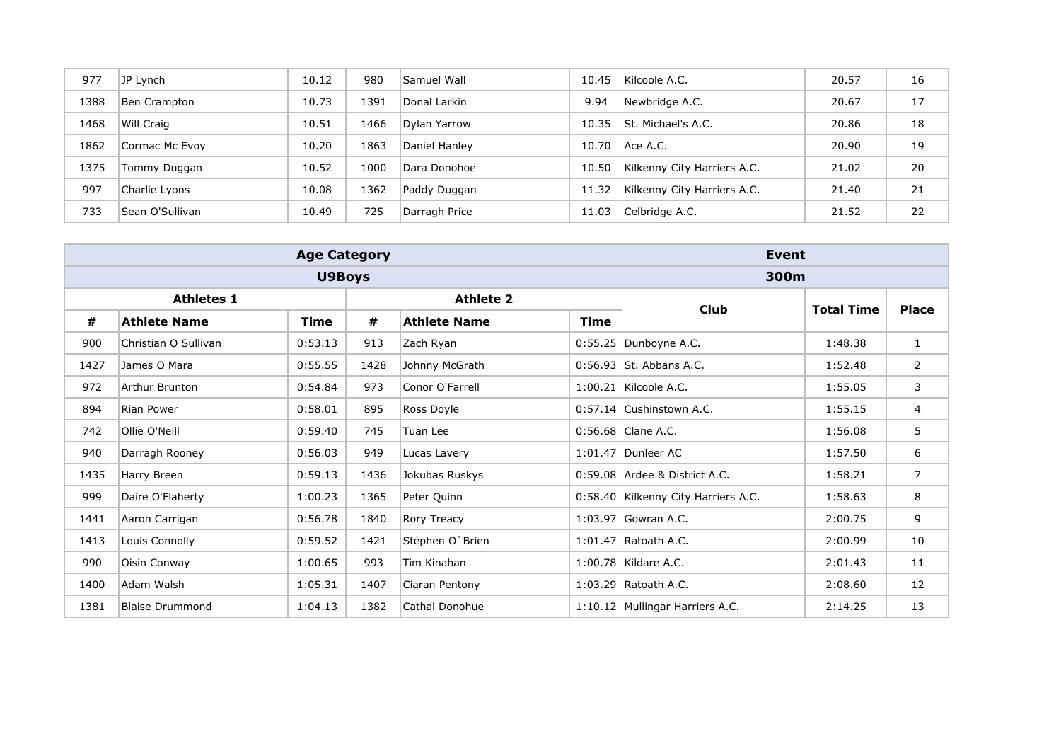| | | | | | | | | |
|---|---|---|---|---|---|---|---|---|
| 977 | JP Lynch | 10.12 | 980 | Samuel Wall | 10.45 | Kilcoole A.C. | 20.57 | 16 |
| 1388 | Ben Crampton | 10.73 | 1391 | Donal Larkin | 9.94 | Newbridge A.C. | 20.67 | 17 |
| 1468 | Will Craig | 10.51 | 1466 | Dylan Yarrow | 10.35 | St. Michael's A.C. | 20.86 | 18 |
| 1862 | Cormac Mc Evoy | 10.20 | 1863 | Daniel Hanley | 10.70 | Ace A.C. | 20.90 | 19 |
| 1375 | Tommy Duggan | 10.52 | 1000 | Dara Donohoe | 10.50 | Kilkenny City Harriers A.C. | 21.02 | 20 |
| 997 | Charlie Lyons | 10.08 | 1362 | Paddy Duggan | 11.32 | Kilkenny City Harriers A.C. | 21.40 | 21 |
| 733 | Sean O'Sullivan | 10.49 | 725 | Darragh Price | 11.03 | Celbridge A.C. | 21.52 | 22 |

| Age Category | | | | | | Event | | |
|---|---|---|---|---|---|---|---|---|
| U9Boys | | | | | | 300m | | |
| Athletes 1 | | | Athlete 2 | | | Club | Total Time | Place |
| # | Athlete Name | Time | # | Athlete Name | Time | | | |
| 900 | Christian O Sullivan | 0:53.13 | 913 | Zach Ryan | 0:55.25 | Dunboyne A.C. | 1:48.38 | 1 |
| 1427 | James O Mara | 0:55.55 | 1428 | Johnny McGrath | 0:56.93 | St. Abbans A.C. | 1:52.48 | 2 |
| 972 | Arthur Brunton | 0:54.84 | 973 | Conor O'Farrell | 1:00.21 | Kilcoole A.C. | 1:55.05 | 3 |
| 894 | Rian Power | 0:58.01 | 895 | Ross Doyle | 0:57.14 | Cushinstown A.C. | 1:55.15 | 4 |
| 742 | Ollie O'Neill | 0:59.40 | 745 | Tuan Lee | 0:56.68 | Clane A.C. | 1:56.08 | 5 |
| 940 | Darragh Rooney | 0:56.03 | 949 | Lucas Lavery | 1:01.47 | Dunleer AC | 1:57.50 | 6 |
| 1435 | Harry Breen | 0:59.13 | 1436 | Jokubas Ruskys | 0:59.08 | Ardee & District A.C. | 1:58.21 | 7 |
| 999 | Daire O'Flaherty | 1:00.23 | 1365 | Peter Quinn | 0:58.40 | Kilkenny City Harriers A.C. | 1:58.63 | 8 |
| 1441 | Aaron Carrigan | 0:56.78 | 1840 | Rory Treacy | 1:03.97 | Gowran A.C. | 2:00.75 | 9 |
| 1413 | Louis Connolly | 0:59.52 | 1421 | Stephen O`Brien | 1:01.47 | Ratoath A.C. | 2:00.99 | 10 |
| 990 | Oisín Conway | 1:00.65 | 993 | Tim Kinahan | 1:00.78 | Kildare A.C. | 2:01.43 | 11 |
| 1400 | Adam Walsh | 1:05.31 | 1407 | Ciaran Pentony | 1:03.29 | Ratoath A.C. | 2:08.60 | 12 |
| 1381 | Blaise Drummond | 1:04.13 | 1382 | Cathal Donohue | 1:10.12 | Mullingar Harriers A.C. | 2:14.25 | 13 |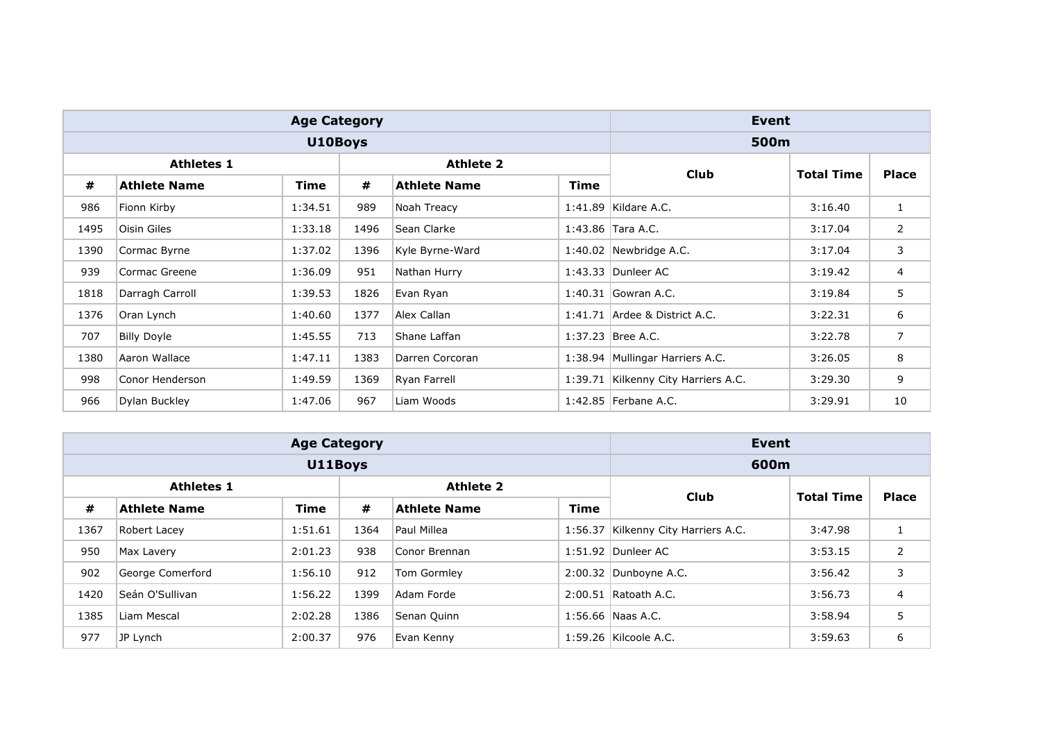| Age Category | | | | | | Event | | |
|---|---|---|---|---|---|---|---|---|
| **U10Boys** | | | | | | **500m** | | |
| **Athletes 1** | | | **Athlete 2** | | | **Club** | **Total Time** | **Place** |
| **#** | **Athlete Name** | **Time** | **#** | **Athlete Name** | **Time** | | | |
| 986 | Fionn Kirby | 1:34.51 | 989 | Noah Treacy | 1:41.89 | Kildare A.C. | 3:16.40 | 1 |
| 1495 | Oisin Giles | 1:33.18 | 1496 | Sean Clarke | 1:43.86 | Tara A.C. | 3:17.04 | 2 |
| 1390 | Cormac Byrne | 1:37.02 | 1396 | Kyle Byrne-Ward | 1:40.02 | Newbridge A.C. | 3:17.04 | 3 |
| 939 | Cormac Greene | 1:36.09 | 951 | Nathan Hurry | 1:43.33 | Dunleer AC | 3:19.42 | 4 |
| 1818 | Darragh Carroll | 1:39.53 | 1826 | Evan Ryan | 1:40.31 | Gowran A.C. | 3:19.84 | 5 |
| 1376 | Oran Lynch | 1:40.60 | 1377 | Alex Callan | 1:41.71 | Ardee & District A.C. | 3:22.31 | 6 |
| 707 | Billy Doyle | 1:45.55 | 713 | Shane Laffan | 1:37.23 | Bree A.C. | 3:22.78 | 7 |
| 1380 | Aaron Wallace | 1:47.11 | 1383 | Darren Corcoran | 1:38.94 | Mullingar Harriers A.C. | 3:26.05 | 8 |
| 998 | Conor Henderson | 1:49.59 | 1369 | Ryan Farrell | 1:39.71 | Kilkenny City Harriers A.C. | 3:29.30 | 9 |
| 966 | Dylan Buckley | 1:47.06 | 967 | Liam Woods | 1:42.85 | Ferbane A.C. | 3:29.91 | 10 |

| Age Category | | | | | | Event | | |
|---|---|---|---|---|---|---|---|---|
| **U11Boys** | | | | | | **600m** | | |
| **Athletes 1** | | | **Athlete 2** | | | **Club** | **Total Time** | **Place** |
| **#** | **Athlete Name** | **Time** | **#** | **Athlete Name** | **Time** | | | |
| 1367 | Robert Lacey | 1:51.61 | 1364 | Paul Millea | 1:56.37 | Kilkenny City Harriers A.C. | 3:47.98 | 1 |
| 950 | Max Lavery | 2:01.23 | 938 | Conor Brennan | 1:51.92 | Dunleer AC | 3:53.15 | 2 |
| 902 | George Comerford | 1:56.10 | 912 | Tom Gormley | 2:00.32 | Dunboyne A.C. | 3:56.42 | 3 |
| 1420 | Seán O'Sullivan | 1:56.22 | 1399 | Adam Forde | 2:00.51 | Ratoath A.C. | 3:56.73 | 4 |
| 1385 | Liam Mescal | 2:02.28 | 1386 | Senan Quinn | 1:56.66 | Naas A.C. | 3:58.94 | 5 |
| 977 | JP Lynch | 2:00.37 | 976 | Evan Kenny | 1:59.26 | Kilcoole A.C. | 3:59.63 | 6 |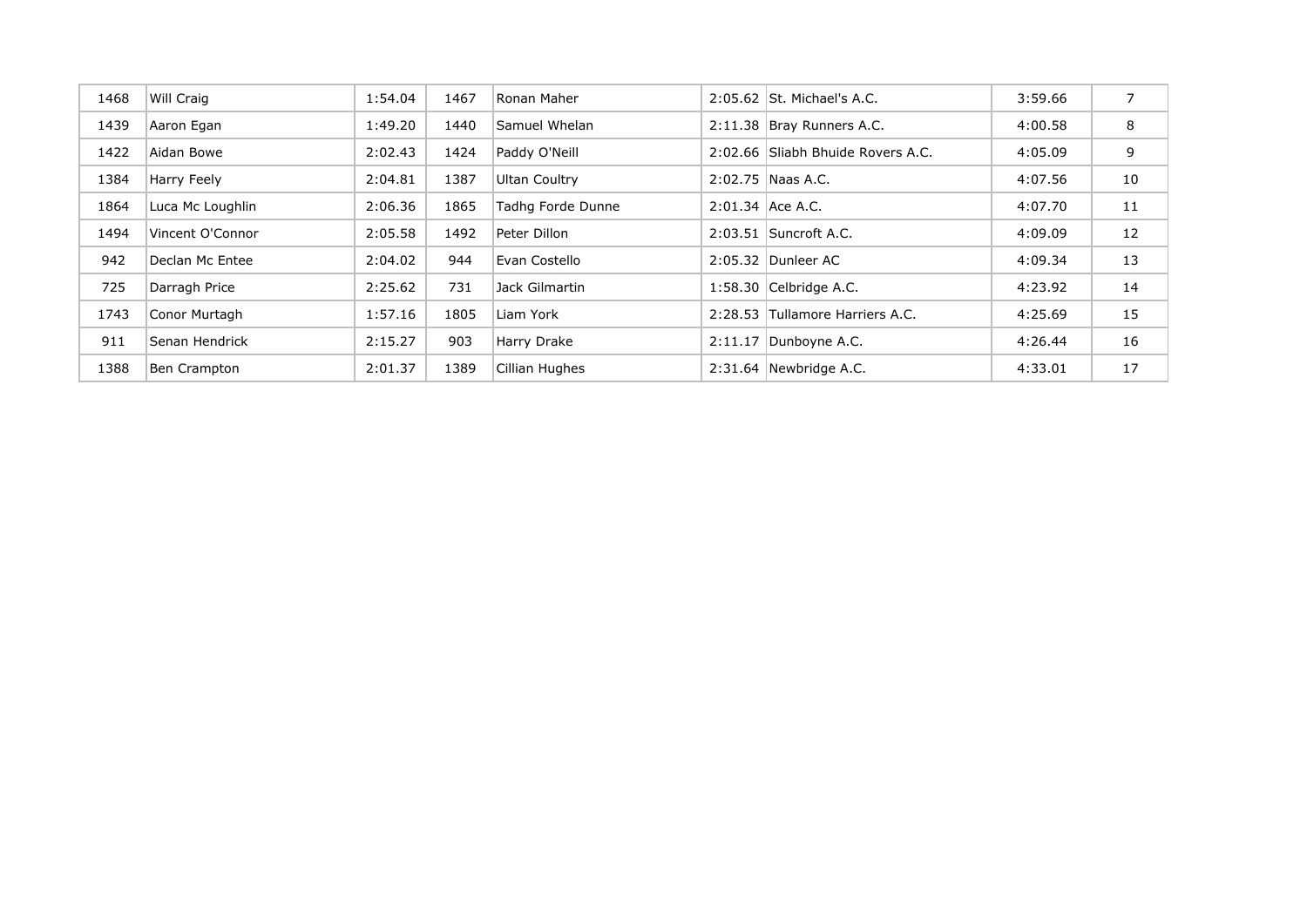| | | | | | | | | |
|---|---|---|---|---|---|---|---|---|
| 1468 | Will Craig | 1:54.04 | 1467 | Ronan Maher | 2:05.62 | St. Michael's A.C. | 3:59.66 | 7 |
| 1439 | Aaron Egan | 1:49.20 | 1440 | Samuel Whelan | 2:11.38 | Bray Runners A.C. | 4:00.58 | 8 |
| 1422 | Aidan Bowe | 2:02.43 | 1424 | Paddy O'Neill | 2:02.66 | Sliabh Bhuide Rovers A.C. | 4:05.09 | 9 |
| 1384 | Harry Feely | 2:04.81 | 1387 | Ultan Coultry | 2:02.75 | Naas A.C. | 4:07.56 | 10 |
| 1864 | Luca Mc Loughlin | 2:06.36 | 1865 | Tadhg Forde Dunne | 2:01.34 | Ace A.C. | 4:07.70 | 11 |
| 1494 | Vincent O'Connor | 2:05.58 | 1492 | Peter Dillon | 2:03.51 | Suncroft A.C. | 4:09.09 | 12 |
| 942 | Declan Mc Entee | 2:04.02 | 944 | Evan Costello | 2:05.32 | Dunleer AC | 4:09.34 | 13 |
| 725 | Darragh Price | 2:25.62 | 731 | Jack Gilmartin | 1:58.30 | Celbridge A.C. | 4:23.92 | 14 |
| 1743 | Conor Murtagh | 1:57.16 | 1805 | Liam York | 2:28.53 | Tullamore Harriers A.C. | 4:25.69 | 15 |
| 911 | Senan Hendrick | 2:15.27 | 903 | Harry Drake | 2:11.17 | Dunboyne A.C. | 4:26.44 | 16 |
| 1388 | Ben Crampton | 2:01.37 | 1389 | Cillian Hughes | 2:31.64 | Newbridge A.C. | 4:33.01 | 17 |